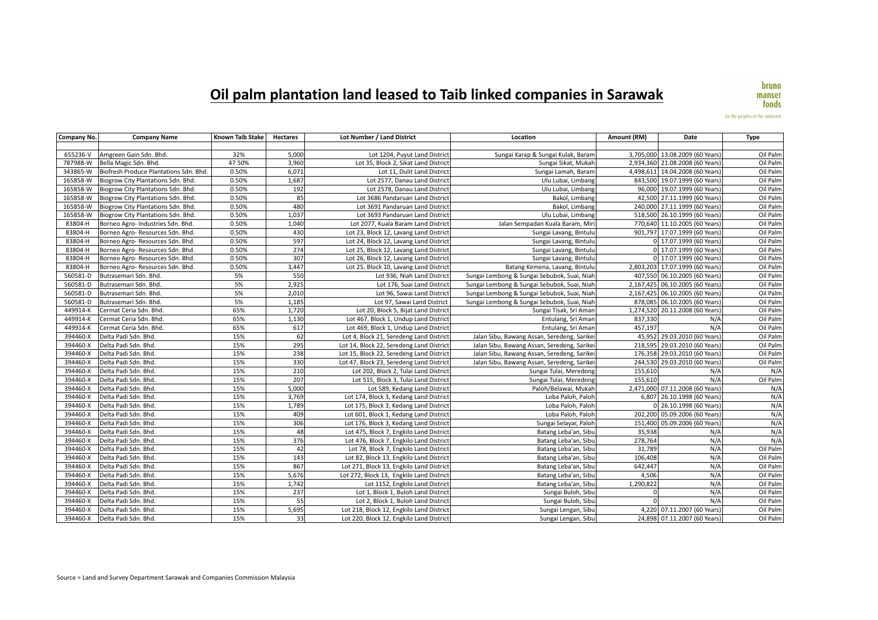# Oil palm plantation land leased to Taib linked companies in Sarawak

bruno manser fonds
for the peoples of the rainforest

| Company No. | Company Name | Known Taib Stake | Hectares | Lot Number / Land District | Location | Amount (RM) | Date | Type |
|---|---|---|---|---|---|---|---|---|
| 655236-V | Amgreen Gain Sdn. Bhd. | 32% | 5,000 | Lot 1204, Puyut Land District | Sungai Karap & Sungai Kulak, Baram | 3,705,000 | 13.08.2009 (60 Years) | Oil Palm |
| 787988-W | Bella Magic Sdn. Bhd. | 47.50% | 3,960 | Lot 35, Block 2, Sikat Land District | Sungai Sikat, Mukah | 2,934,360 | 21.08.2008 (60 Years) | Oil Palm |
| 343865-W | Biofresh Produce Plantations Sdn. Bhd. | 0.50% | 6,071 | Lot 11, Dulit Land District | Sungai Lamah, Baram | 4,498,611 | 14.04.2008 (60 Years) | Oil Palm |
| 165858-W | Biogrow City Plantations Sdn. Bhd. | 0.50% | 1,687 | Lot 2577, Danau Land District | Ulu Lubai, Limbang | 843,500 | 19.07.1999 (60 Years) | Oil Palm |
| 165858-W | Biogrow City Plantations Sdn. Bhd. | 0.50% | 192 | Lot 2578, Danau Land District | Ulu Lubai, Limbang | 96,000 | 19.07.1999 (60 Years) | Oil Palm |
| 165858-W | Biogrow City Plantations Sdn. Bhd. | 0.50% | 85 | Lot 3686 Pandaruan Land District | Bakol, Limbang | 42,500 | 27.11.1999 (60 Years) | Oil Palm |
| 165858-W | Biogrow City Plantations Sdn. Bhd. | 0.50% | 480 | Lot 3691 Pandaruan Land District | Bakol, Limbang | 240,000 | 27.11.1999 (60 Years) | Oil Palm |
| 165858-W | Biogrow City Plantations Sdn. Bhd. | 0.50% | 1,037 | Lot 3693 Pandaruan Land District | Ulu Lubai, Limbang | 518,500 | 26.10.1999 (60 Years) | Oil Palm |
| 83804-H | Borneo Agro- Industries Sdn. Bhd. | 0.50% | 1,040 | Lot 2077, Kuala Baram Land District | Jalan Sempadan Kuala Baram, Miri | 770,640 | 11.10.2005 (60 Years) | Oil Palm |
| 83804-H | Borneo Agro- Resources Sdn. Bhd. | 0.50% | 430 | Lot 23, Block 12, Lavang Land District | Sungai Lavang, Bintulu | 901,797 | 17.07.1999 (60 Years) | Oil Palm |
| 83804-H | Borneo Agro- Resources Sdn. Bhd. | 0.50% | 597 | Lot 24, Block 12, Lavang Land District | Sungai Lavang, Bintulu | 0 | 17.07.1999 (60 Years) | Oil Palm |
| 83804-H | Borneo Agro- Resources Sdn. Bhd. | 0.50% | 274 | Lot 25, Block 12, Lavang Land District | Sungai Lavang, Bintulu | 0 | 17.07.1999 (60 Years) | Oil Palm |
| 83804-H | Borneo Agro- Resources Sdn. Bhd. | 0.50% | 307 | Lot 26, Block 12, Lavang Land District | Sungai Lavang, Bintulu | 0 | 17.07.1999 (60 Years) | Oil Palm |
| 83804-H | Borneo Agro- Resources Sdn. Bhd. | 0.50% | 3,447 | Lot 25, Block 10, Lavang Land District | Batang Kemena, Lavang, Bintulu | 2,803,203 | 17.07.1999 (60 Years) | Oil Palm |
| 560581-D | Butrasemari Sdn. Bhd. | 5% | 550 | Lot 936, Niah Land District | Sungai Lembong & Sungai Sebubok, Suai, Niah | 407,550 | 06.10.2005 (60 Years) | Oil Palm |
| 560581-D | Butrasemari Sdn. Bhd. | 5% | 2,925 | Lot 176, Suai Land District | Sungai Lembong & Sungai Sebubok, Suai, Niah | 2,167,425 | 06.10.2005 (60 Years) | Oil Palm |
| 560581-D | Butrasemari Sdn. Bhd. | 5% | 2,010 | Lot 96, Sawai Land District | Sungai Lembong & Sungai Sebubok, Suai, Niah | 2,167,425 | 06.10.2005 (60 Years) | Oil Palm |
| 560581-D | Butrasemari Sdn. Bhd. | 5% | 1,185 | Lot 97, Sawai Land District | Sungai Lembong & Sungai Sebubok, Suai, Niah | 878,085 | 06.10.2005 (60 Years) | Oil Palm |
| 449914-K | Cermat Ceria Sdn. Bhd. | 65% | 1,720 | Lot 20, Block 5, Bijat Land District | Sungai Tisak, Sri Aman | 1,274,520 | 20.11.2008 (60 Years) | Oil Palm |
| 449914-K | Cermat Ceria Sdn. Bhd. | 65% | 1,130 | Lot 467, Block 1, Undup Land District | Entulang, Sri Aman | 837,330 | N/A | Oil Palm |
| 449914-K | Cermat Ceria Sdn. Bhd. | 65% | 617 | Lot 469, Block 1, Undup Land District | Entulang, Sri Aman | 457,197 | N/A | Oil Palm |
| 394460-X | Delta Padi Sdn. Bhd. | 15% | 62 | Lot 4, Block 21, Seredeng Land District | Jalan Sibu, Bawang Assan, Seredeng, Sarikei | 45,952 | 29.03.2010 (60 Years) | Oil Palm |
| 394460-X | Delta Padi Sdn. Bhd. | 15% | 295 | Lot 14, Block 22, Seredeng Land District | Jalan Sibu, Bawang Assan, Seredeng, Sarikei | 218,595 | 29.03.2010 (60 Years) | Oil Palm |
| 394460-X | Delta Padi Sdn. Bhd. | 15% | 238 | Lot 15, Block 22, Seredeng Land District | Jalan Sibu, Bawang Assan, Seredeng, Sarikei | 176,358 | 29.03.2010 (60 Years) | Oil Palm |
| 394460-X | Delta Padi Sdn. Bhd. | 15% | 330 | Lot 47, Block 23, Seredeng Land District | Jalan Sibu, Bawang Assan, Seredeng, Sarikei | 244,530 | 29.03.2010 (60 Years) | Oil Palm |
| 394460-X | Delta Padi Sdn. Bhd. | 15% | 210 | Lot 202, Block 2, Tulai Land District | Sungai Tulai, Meredong | 155,610 | N/A | N/A |
| 394460-X | Delta Padi Sdn. Bhd. | 15% | 207 | Lot 515, Block 3, Tulai Land District | Sungai Tulai, Meredong | 155,610 | N/A | Oil Palm |
| 394460-X | Delta Padi Sdn. Bhd. | 15% | 5,000 | Lot 589, Kedang Land District | Paloh/Belawai, Mukah | 2,471,000 | 07.11.2008 (60 Years) | N/A |
| 394460-X | Delta Padi Sdn. Bhd. | 15% | 3,769 | Lot 174, Block 3, Kedang Land District | Loba Paloh, Paloh | 6,807 | 26.10.1998 (60 Years) | N/A |
| 394460-X | Delta Padi Sdn. Bhd. | 15% | 1,789 | Lot 175, Block 3, Kedang Land District | Loba Paloh, Paloh | 0 | 26.10.1998 (60 Years) | N/A |
| 394460-X | Delta Padi Sdn. Bhd. | 15% | 409 | Lot 601, Block 1, Kedang Land District | Loba Paloh, Paloh | 202,200 | 05.09.2006 (60 Years) | N/A |
| 394460-X | Delta Padi Sdn. Bhd. | 15% | 306 | Lot 176, Block 3, Kedang Land District | Sungai Selayar, Paloh | 151,400 | 05.09.2006 (60 Years) | N/A |
| 394460-X | Delta Padi Sdn. Bhd. | 15% | 48 | Lot 475, Block 7, Engkilo Land District | Batang Leba'an, Sibu | 35,938 | N/A | N/A |
| 394460-X | Delta Padi Sdn. Bhd. | 15% | 376 | Lot 476, Block 7, Engkilo Land District | Batang Leba'an, Sibu | 278,764 | N/A | N/A |
| 394460-X | Delta Padi Sdn. Bhd. | 15% | 42 | Lot 78, Block 7, Engkilo Land District | Batang Leba'an, Sibu | 31,789 | N/A | Oil Palm |
| 394460-X | Delta Padi Sdn. Bhd. | 15% | 143 | Lot 82, Block 13, Engkilo Land District | Batang Leba'an, Sibu | 106,408 | N/A | Oil Palm |
| 394460-X | Delta Padi Sdn. Bhd. | 15% | 867 | Lot 271, Block 13, Engkilo Land District | Batang Leba'an, Sibu | 642,447 | N/A | Oil Palm |
| 394460-X | Delta Padi Sdn. Bhd. | 15% | 5,676 | Lot 272, Block 13, Engkilo Land District | Batang Leba'an, Sibu | 4,506 | N/A | Oil Palm |
| 394460-X | Delta Padi Sdn. Bhd. | 15% | 1,742 | Lot 1152, Engkilo Land District | Batang Leba'an, Sibu | 1,290,822 | N/A | Oil Palm |
| 394460-X | Delta Padi Sdn. Bhd. | 15% | 237 | Lot 1, Block 1, Buloh Land District | Sungai Buloh, Sibu | 0 | N/A | Oil Palm |
| 394460-X | Delta Padi Sdn. Bhd. | 15% | 55 | Lot 2, Block 1, Buloh Land District | Sungai Buloh, Sibu | 0 | N/A | Oil Palm |
| 394460-X | Delta Padi Sdn. Bhd. | 15% | 5,695 | Lot 218, Block 12, Engkilo Land District | Sungai Lengan, Sibu | 4,220 | 07.11.2007 (60 Years) | Oil Palm |
| 394460-X | Delta Padi Sdn. Bhd. | 15% | 33 | Lot 220, Block 12, Engkilo Land District | Sungai Lengan, Sibu | 24,898 | 07.11.2007 (60 Years) | Oil Palm |

Source = Land and Survey Department Sarawak and Companies Commission Malaysia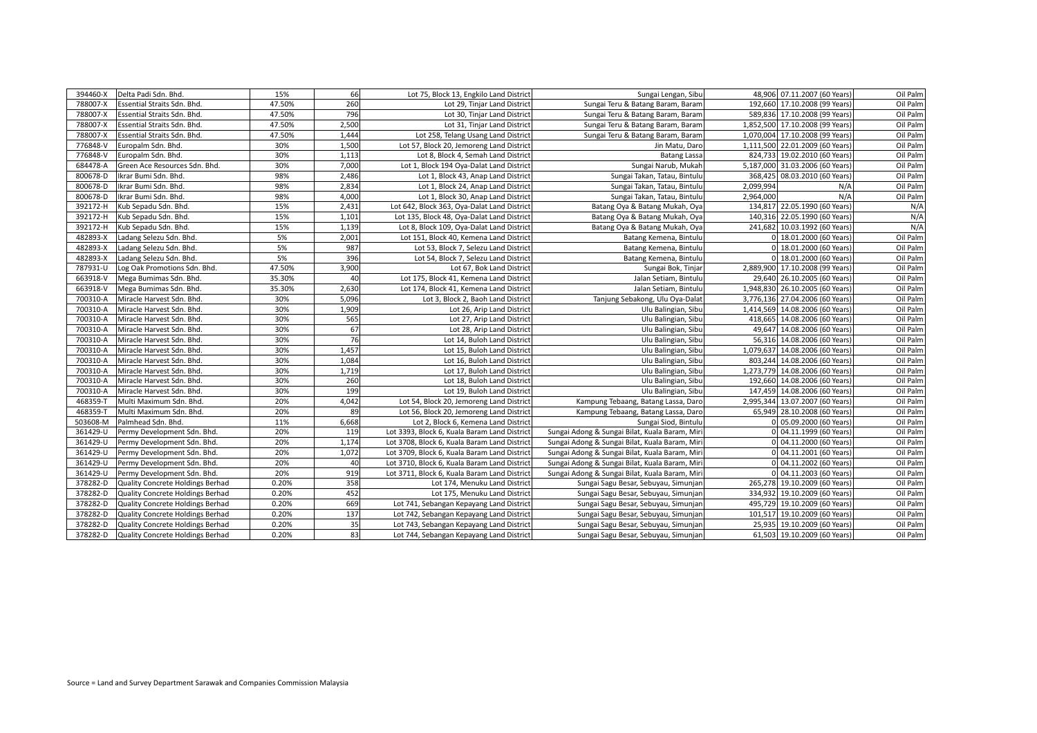| | | | | | | | | |
|---|---|---|---|---|---|---|---|---|
| 394460-X | Delta Padi Sdn. Bhd. | 15% | 66 | Lot 75, Block 13, Engkilo Land District | Sungai Lengan, Sibu | 48,906 | 07.11.2007 (60 Years) | Oil Palm |
| 788007-X | Essential Straits Sdn. Bhd. | 47.50% | 260 | Lot 29, Tinjar Land District | Sungai Teru & Batang Baram, Baram | 192,660 | 17.10.2008 (99 Years) | Oil Palm |
| 788007-X | Essential Straits Sdn. Bhd. | 47.50% | 796 | Lot 30, Tinjar Land District | Sungai Teru & Batang Baram, Baram | 589,836 | 17.10.2008 (99 Years) | Oil Palm |
| 788007-X | Essential Straits Sdn. Bhd. | 47.50% | 2,500 | Lot 31, Tinjar Land District | Sungai Teru & Batang Baram, Baram | 1,852,500 | 17.10.2008 (99 Years) | Oil Palm |
| 788007-X | Essential Straits Sdn. Bhd. | 47.50% | 1,444 | Lot 258, Telang Usang Land District | Sungai Teru & Batang Baram, Baram | 1,070,004 | 17.10.2008 (99 Years) | Oil Palm |
| 776848-V | Europalm Sdn. Bhd. | 30% | 1,500 | Lot 57, Block 20, Jemoreng Land District | Jin Matu, Daro | 1,111,500 | 22.01.2009 (60 Years) | Oil Palm |
| 776848-V | Europalm Sdn. Bhd. | 30% | 1,113 | Lot 8, Block 4, Semah Land District | Batang Lassa | 824,733 | 19.02.2010 (60 Years) | Oil Palm |
| 684478-A | Green Ace Resources Sdn. Bhd. | 30% | 7,000 | Lot 1, Block 194 Oya-Dalat Land District | Sungai Narub, Mukah | 5,187,000 | 31.03.2006 (60 Years) | Oil Palm |
| 800678-D | Ikrar Bumi Sdn. Bhd. | 98% | 2,486 | Lot 1, Block 43, Anap Land District | Sungai Takan, Tatau, Bintulu | 368,425 | 08.03.2010 (60 Years) | Oil Palm |
| 800678-D | Ikrar Bumi Sdn. Bhd. | 98% | 2,834 | Lot 1, Block 24, Anap Land District | Sungai Takan, Tatau, Bintulu | 2,099,994 | N/A | Oil Palm |
| 800678-D | Ikrar Bumi Sdn. Bhd. | 98% | 4,000 | Lot 1, Block 30, Anap Land District | Sungai Takan, Tatau, Bintulu | 2,964,000 | N/A | Oil Palm |
| 392172-H | Kub Sepadu Sdn. Bhd. | 15% | 2,431 | Lot 642, Block 363, Oya-Dalat Land District | Batang Oya & Batang Mukah, Oya | 134,817 | 22.05.1990 (60 Years) | N/A |
| 392172-H | Kub Sepadu Sdn. Bhd. | 15% | 1,101 | Lot 135, Block 48, Oya-Dalat Land District | Batang Oya & Batang Mukah, Oya | 140,316 | 22.05.1990 (60 Years) | N/A |
| 392172-H | Kub Sepadu Sdn. Bhd. | 15% | 1,139 | Lot 8, Block 109, Oya-Dalat Land District | Batang Oya & Batang Mukah, Oya | 241,682 | 10.03.1992 (60 Years) | N/A |
| 482893-X | Ladang Selezu Sdn. Bhd. | 5% | 2,001 | Lot 151, Block 40, Kemena Land District | Batang Kemena, Bintulu | 0 | 18.01.2000 (60 Years) | Oil Palm |
| 482893-X | Ladang Selezu Sdn. Bhd. | 5% | 987 | Lot 53, Block 7, Selezu Land District | Batang Kemena, Bintulu | 0 | 18.01.2000 (60 Years) | Oil Palm |
| 482893-X | Ladang Selezu Sdn. Bhd. | 5% | 396 | Lot 54, Block 7, Selezu Land District | Batang Kemena, Bintulu | 0 | 18.01.2000 (60 Years) | Oil Palm |
| 787931-U | Log Oak Promotions Sdn. Bhd. | 47.50% | 3,900 | Lot 67, Bok Land District | Sungai Bok, Tinjar | 2,889,900 | 17.10.2008 (99 Years) | Oil Palm |
| 663918-V | Mega Bumimas Sdn. Bhd. | 35.30% | 40 | Lot 175, Block 41, Kemena Land District | Jalan Setiam, Bintulu | 29,640 | 26.10.2005 (60 Years) | Oil Palm |
| 663918-V | Mega Bumimas Sdn. Bhd. | 35.30% | 2,630 | Lot 174, Block 41, Kemena Land District | Jalan Setiam, Bintulu | 1,948,830 | 26.10.2005 (60 Years) | Oil Palm |
| 700310-A | Miracle Harvest Sdn. Bhd. | 30% | 5,096 | Lot 3, Block 2, Baoh Land District | Tanjung Sebakong, Ulu Oya-Dalat | 3,776,136 | 27.04.2006 (60 Years) | Oil Palm |
| 700310-A | Miracle Harvest Sdn. Bhd. | 30% | 1,909 | Lot 26, Arip Land District | Ulu Balingian, Sibu | 1,414,569 | 14.08.2006 (60 Years) | Oil Palm |
| 700310-A | Miracle Harvest Sdn. Bhd. | 30% | 565 | Lot 27, Arip Land District | Ulu Balingian, Sibu | 418,665 | 14.08.2006 (60 Years) | Oil Palm |
| 700310-A | Miracle Harvest Sdn. Bhd. | 30% | 67 | Lot 28, Arip Land District | Ulu Balingian, Sibu | 49,647 | 14.08.2006 (60 Years) | Oil Palm |
| 700310-A | Miracle Harvest Sdn. Bhd. | 30% | 76 | Lot 14, Buloh Land District | Ulu Balingian, Sibu | 56,316 | 14.08.2006 (60 Years) | Oil Palm |
| 700310-A | Miracle Harvest Sdn. Bhd. | 30% | 1,457 | Lot 15, Buloh Land District | Ulu Balingian, Sibu | 1,079,637 | 14.08.2006 (60 Years) | Oil Palm |
| 700310-A | Miracle Harvest Sdn. Bhd. | 30% | 1,084 | Lot 16, Buloh Land District | Ulu Balingian, Sibu | 803,244 | 14.08.2006 (60 Years) | Oil Palm |
| 700310-A | Miracle Harvest Sdn. Bhd. | 30% | 1,719 | Lot 17, Buloh Land District | Ulu Balingian, Sibu | 1,273,779 | 14.08.2006 (60 Years) | Oil Palm |
| 700310-A | Miracle Harvest Sdn. Bhd. | 30% | 260 | Lot 18, Buloh Land District | Ulu Balingian, Sibu | 192,660 | 14.08.2006 (60 Years) | Oil Palm |
| 700310-A | Miracle Harvest Sdn. Bhd. | 30% | 199 | Lot 19, Buloh Land District | Ulu Balingian, Sibu | 147,459 | 14.08.2006 (60 Years) | Oil Palm |
| 468359-T | Multi Maximum Sdn. Bhd. | 20% | 4,042 | Lot 54, Block 20, Jemoreng Land District | Kampung Tebaang, Batang Lassa, Daro | 2,995,344 | 13.07.2007 (60 Years) | Oil Palm |
| 468359-T | Multi Maximum Sdn. Bhd. | 20% | 89 | Lot 56, Block 20, Jemoreng Land District | Kampung Tebaang, Batang Lassa, Daro | 65,949 | 28.10.2008 (60 Years) | Oil Palm |
| 503608-M | Palmhead Sdn. Bhd. | 11% | 6,668 | Lot 2, Block 6, Kemena Land District | Sungai Siod, Bintulu | 0 | 05.09.2000 (60 Years) | Oil Palm |
| 361429-U | Permy Development Sdn. Bhd. | 20% | 119 | Lot 3393, Block 6, Kuala Baram Land District | Sungai Adong & Sungai Bilat, Kuala Baram, Miri | 0 | 04.11.1999 (60 Years) | Oil Palm |
| 361429-U | Permy Development Sdn. Bhd. | 20% | 1,174 | Lot 3708, Block 6, Kuala Baram Land District | Sungai Adong & Sungai Bilat, Kuala Baram, Miri | 0 | 04.11.2000 (60 Years) | Oil Palm |
| 361429-U | Permy Development Sdn. Bhd. | 20% | 1,072 | Lot 3709, Block 6, Kuala Baram Land District | Sungai Adong & Sungai Bilat, Kuala Baram, Miri | 0 | 04.11.2001 (60 Years) | Oil Palm |
| 361429-U | Permy Development Sdn. Bhd. | 20% | 40 | Lot 3710, Block 6, Kuala Baram Land District | Sungai Adong & Sungai Bilat, Kuala Baram, Miri | 0 | 04.11.2002 (60 Years) | Oil Palm |
| 361429-U | Permy Development Sdn. Bhd. | 20% | 919 | Lot 3711, Block 6, Kuala Baram Land District | Sungai Adong & Sungai Bilat, Kuala Baram, Miri | 0 | 04.11.2003 (60 Years) | Oil Palm |
| 378282-D | Quality Concrete Holdings Berhad | 0.20% | 358 | Lot 174, Menuku Land District | Sungai Sagu Besar, Sebuyau, Simunjan | 265,278 | 19.10.2009 (60 Years) | Oil Palm |
| 378282-D | Quality Concrete Holdings Berhad | 0.20% | 452 | Lot 175, Menuku Land District | Sungai Sagu Besar, Sebuyau, Simunjan | 334,932 | 19.10.2009 (60 Years) | Oil Palm |
| 378282-D | Quality Concrete Holdings Berhad | 0.20% | 669 | Lot 741, Sebangan Kepayang Land District | Sungai Sagu Besar, Sebuyau, Simunjan | 495,729 | 19.10.2009 (60 Years) | Oil Palm |
| 378282-D | Quality Concrete Holdings Berhad | 0.20% | 137 | Lot 742, Sebangan Kepayang Land District | Sungai Sagu Besar, Sebuyau, Simunjan | 101,517 | 19.10.2009 (60 Years) | Oil Palm |
| 378282-D | Quality Concrete Holdings Berhad | 0.20% | 35 | Lot 743, Sebangan Kepayang Land District | Sungai Sagu Besar, Sebuyau, Simunjan | 25,935 | 19.10.2009 (60 Years) | Oil Palm |
| 378282-D | Quality Concrete Holdings Berhad | 0.20% | 83 | Lot 744, Sebangan Kepayang Land District | Sungai Sagu Besar, Sebuyau, Simunjan | 61,503 | 19.10.2009 (60 Years) | Oil Palm |

Source = Land and Survey Department Sarawak and Companies Commission Malaysia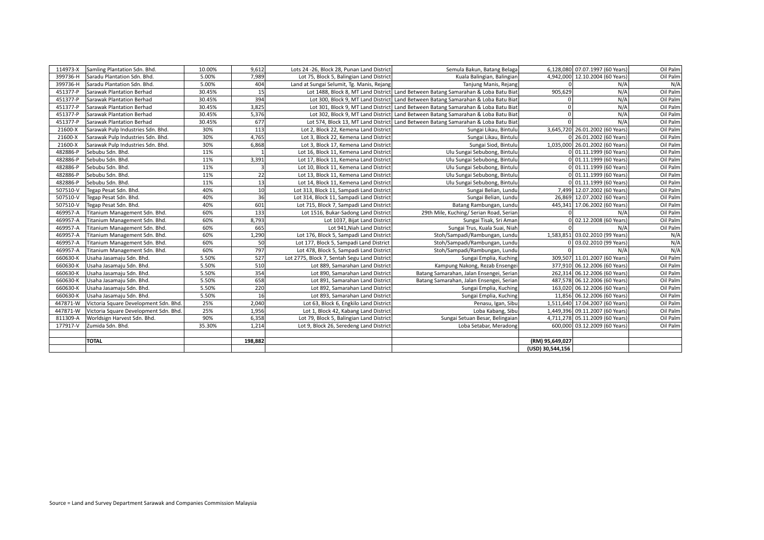| | | | | | | | | |
|---|---|---|---|---|---|---|---|---|
| 114973-X | Samling Plantation Sdn. Bhd. | 10.00% | 9,612 | Lots 24 -26, Block 28, Punan Land District | Semula Bakun, Batang Belaga | 6,128,080 | 07.07.1997 (60 Years) | Oil Palm |
| 399736-H | Saradu Plantation Sdn. Bhd. | 5.00% | 7,989 | Lot 75, Block 5, Balingian Land District | Kuala Balingian, Balingian | 4,942,000 | 12.10.2004 (60 Years) | Oil Palm |
| 399736-H | Saradu Plantation Sdn. Bhd. | 5.00% | 404 | Land at Sungai Selumit, Tg. Manis, Rejang | Tanjung Manis, Rejang | 0 | N/A | N/A |
| 451377-P | Sarawak Plantation Berhad | 30.45% | 15 | Lot 1488, Block 8, MT Land District | Land Between Batang Samarahan & Loba Batu Biat | 905,629 | N/A | Oil Palm |
| 451377-P | Sarawak Plantation Berhad | 30.45% | 394 | Lot 300, Block 9, MT Land District | Land Between Batang Samarahan & Loba Batu Biat | 0 | N/A | Oil Palm |
| 451377-P | Sarawak Plantation Berhad | 30.45% | 3,825 | Lot 301, Block 9, MT Land District | Land Between Batang Samarahan & Loba Batu Biat | 0 | N/A | Oil Palm |
| 451377-P | Sarawak Plantation Berhad | 30.45% | 5,376 | Lot 302, Block 9, MT Land District | Land Between Batang Samarahan & Loba Batu Biat | 0 | N/A | Oil Palm |
| 451377-P | Sarawak Plantation Berhad | 30.45% | 677 | Lot 574, Block 13, MT Land District | Land Between Batang Samarahan & Loba Batu Biat | 0 | N/A | Oil Palm |
| 21600-X | Sarawak Pulp Industries Sdn. Bhd. | 30% | 113 | Lot 2, Block 22, Kemena Land District | Sungai Likau, Bintulu | 3,645,720 | 26.01.2002 (60 Years) | Oil Palm |
| 21600-X | Sarawak Pulp Industries Sdn. Bhd. | 30% | 4,765 | Lot 3, Block 22, Kemena Land District | Sungai Likau, Bintulu | 0 | 26.01.2002 (60 Years) | Oil Palm |
| 21600-X | Sarawak Pulp Industries Sdn. Bhd. | 30% | 6,868 | Lot 3, Block 17, Kemena Land District | Sungai Siod, Bintulu | 1,035,000 | 26.01.2002 (60 Years) | Oil Palm |
| 482886-P | Sebubu Sdn. Bhd. | 11% | 1 | Lot 16, Block 11, Kemena Land District | Ulu Sungai Sebubong, Bintulu | 0 | 01.11.1999 (60 Years) | Oil Palm |
| 482886-P | Sebubu Sdn. Bhd. | 11% | 3,391 | Lot 17, Block 11, Kemena Land District | Ulu Sungai Sebubong, Bintulu | 0 | 01.11.1999 (60 Years) | Oil Palm |
| 482886-P | Sebubu Sdn. Bhd. | 11% | 3 | Lot 10, Block 11, Kemena Land District | Ulu Sungai Sebubong, Bintulu | 0 | 01.11.1999 (60 Years) | Oil Palm |
| 482886-P | Sebubu Sdn. Bhd. | 11% | 22 | Lot 13, Block 11, Kemena Land District | Ulu Sungai Sebubong, Bintulu | 0 | 01.11.1999 (60 Years) | Oil Palm |
| 482886-P | Sebubu Sdn. Bhd. | 11% | 13 | Lot 14, Block 11, Kemena Land District | Ulu Sungai Sebubong, Bintulu | 0 | 01.11.1999 (60 Years) | Oil Palm |
| 507510-V | Tegap Pesat Sdn. Bhd. | 40% | 10 | Lot 313, Block 11, Sampadi Land District | Sungai Belian, Lundu | 7,499 | 12.07.2002 (60 Years) | Oil Palm |
| 507510-V | Tegap Pesat Sdn. Bhd. | 40% | 36 | Lot 314, Block 11, Sampadi Land District | Sungai Belian, Lundu | 26,869 | 12.07.2002 (60 Years) | Oil Palm |
| 507510-V | Tegap Pesat Sdn. Bhd. | 40% | 601 | Lot 715, Block 7, Sampadi Land District | Batang Rambungan, Lundu | 445,341 | 17.06.2002 (60 Years) | Oil Palm |
| 469957-A | Titanium Management Sdn. Bhd. | 60% | 133 | Lot 1516, Bukar-Sadong Land District | 29th Mile, Kuching/ Serian Road, Serian | 0 | N/A | Oil Palm |
| 469957-A | Titanium Management Sdn. Bhd. | 60% | 8,793 | Lot 1037, Bijat Land District | Sungai Tisak, Sri Aman | 0 | 02.12.2008 (60 Years) | Oil Palm |
| 469957-A | Titanium Management Sdn. Bhd. | 60% | 665 | Lot 941,Niah Land District | Sungai Trus, Kuala Suai, Niah | 0 | N/A | Oil Palm |
| 469957-A | Titanium Management Sdn. Bhd. | 60% | 1,290 | Lot 176, Block 5, Sampadi Land District | Stoh/Sampadi/Rambungan, Lundu | 1,583,851 | 03.02.2010 (99 Years) | N/A |
| 469957-A | Titanium Management Sdn. Bhd. | 60% | 50 | Lot 177, Block 5, Sampadi Land District | Stoh/Sampadi/Rambungan, Lundu | 0 | 03.02.2010 (99 Years) | N/A |
| 469957-A | Titanium Management Sdn. Bhd. | 60% | 797 | Lot 478, Block 5, Sampadi Land District | Stoh/Sampadi/Rambungan, Lundu | 0 | N/A | N/A |
| 660630-K | Usaha Jasamaju Sdn. Bhd. | 5.50% | 527 | Lot 2775, Block 7, Sentah Segu Land District | Sungai Emplia, Kuching | 309,507 | 11.01.2007 (60 Years) | Oil Palm |
| 660630-K | Usaha Jasamaju Sdn. Bhd. | 5.50% | 510 | Lot 889, Samarahan Land District | Kampung Nakong, Rezab Ensengei | 377,910 | 06.12.2006 (60 Years) | Oil Palm |
| 660630-K | Usaha Jasamaju Sdn. Bhd. | 5.50% | 354 | Lot 890, Samarahan Land District | Batang Samarahan, Jalan Ensengei, Serian | 262,314 | 06.12.2006 (60 Years) | Oil Palm |
| 660630-K | Usaha Jasamaju Sdn. Bhd. | 5.50% | 658 | Lot 891, Samarahan Land District | Batang Samarahan, Jalan Ensengei, Serian | 487,578 | 06.12.2006 (60 Years) | Oil Palm |
| 660630-K | Usaha Jasamaju Sdn. Bhd. | 5.50% | 220 | Lot 892, Samarahan Land District | Sungai Emplia, Kuching | 163,020 | 06.12.2006 (60 Years) | Oil Palm |
| 660630-K | Usaha Jasamaju Sdn. Bhd. | 5.50% | 16 | Lot 893, Samarahan Land District | Sungai Emplia, Kuching | 11,856 | 06.12.2006 (60 Years) | Oil Palm |
| 447871-W | Victoria Square Development Sdn. Bhd. | 25% | 2,040 | Lot 63, Block 6, Engkilo Land District | Penasu, Igan, Sibu | 1,511,640 | 17.04.2007 (60 Years) | Oil Palm |
| 447871-W | Victoria Square Development Sdn. Bhd. | 25% | 1,956 | Lot 1, Block 42, Kabang Land District | Loba Kabang, Sibu | 1,449,396 | 09.11.2007 (60 Years) | Oil Palm |
| 811309-A | Worldsign Harvest Sdn. Bhd. | 90% | 6,358 | Lot 79, Block 5, Balingian Land District | Sungai Setuan Besar, Belingaian | 4,711,278 | 05.11.2009 (60 Years) | Oil Palm |
| 177917-V | Zumida Sdn. Bhd. | 35.30% | 1,214 | Lot 9, Block 26, Seredeng Land District | Loba Setabar, Meradong | 600,000 | 03.12.2009 (60 Years) | Oil Palm |
| | | | | | | | | |
| | **TOTAL** | | **198,882** | | | **(RM) 95,649,027** | | |
| | | | | | | **(USD) 30,544,156** | | |

Source = Land and Survey Department Sarawak and Companies Commission Malaysia